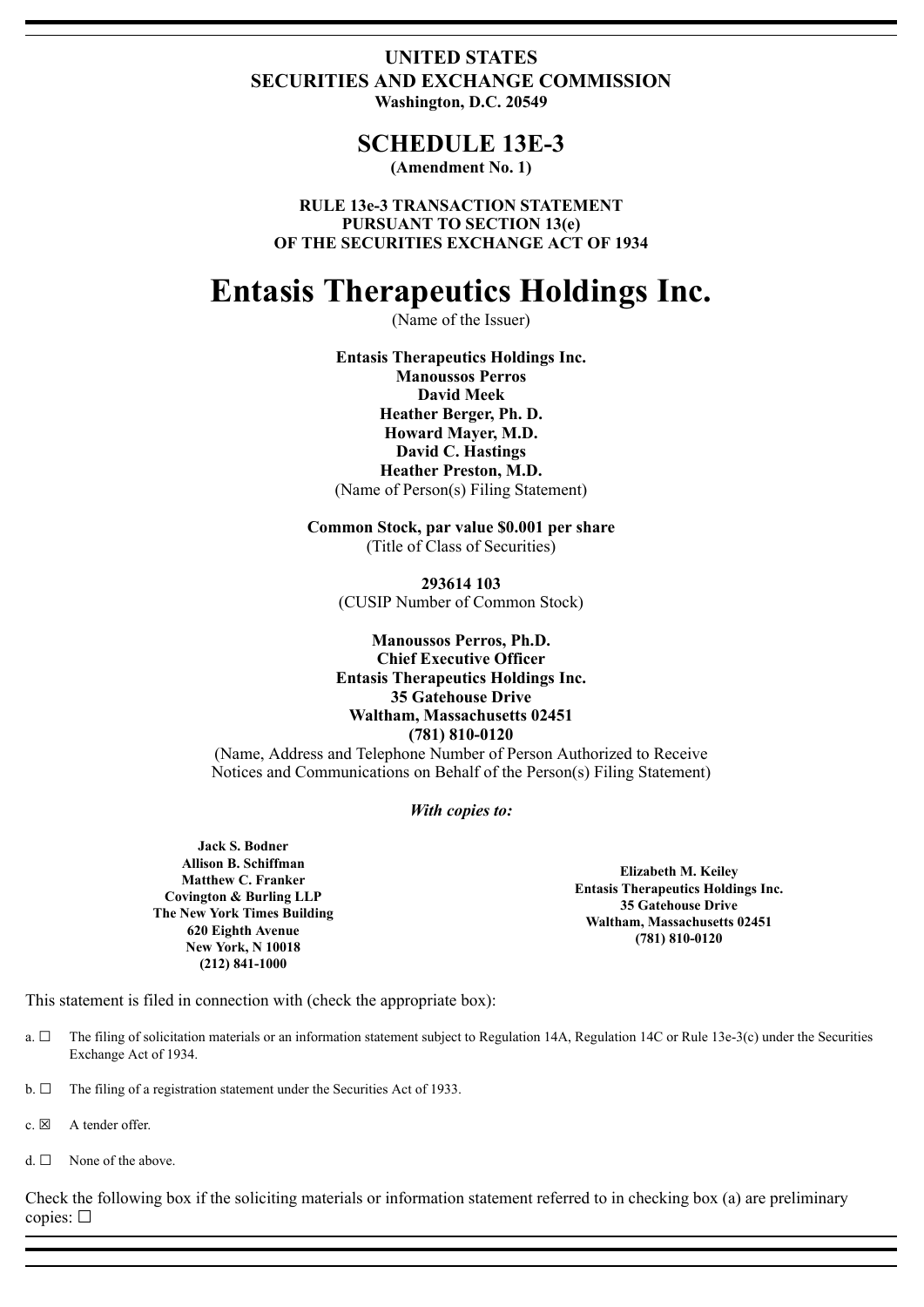# UNITED STATES
# SECURITIES AND EXCHANGE COMMISSION

**Washington, D.C. 20549**

## SCHEDULE 13E-3

**(Amendment No. 1)**

**RULE 13e-3 TRANSACTION STATEMENT**
**PURSUANT TO SECTION 13(e)**
**OF THE SECURITIES EXCHANGE ACT OF 1934**

# Entasis Therapeutics Holdings Inc.

(Name of the Issuer)

**Entasis Therapeutics Holdings Inc.**
**Manoussos Perros**
**David Meek**
**Heather Berger, Ph. D.**
**Howard Mayer, M.D.**
**David C. Hastings**
**Heather Preston, M.D.**
(Name of Person(s) Filing Statement)

**Common Stock, par value $0.001 per share**
(Title of Class of Securities)

**293614 103**
(CUSIP Number of Common Stock)

**Manoussos Perros, Ph.D.**
**Chief Executive Officer**
**Entasis Therapeutics Holdings Inc.**
**35 Gatehouse Drive**
**Waltham, Massachusetts 02451**
**(781) 810-0120**
(Name, Address and Telephone Number of Person Authorized to Receive Notices and Communications on Behalf of the Person(s) Filing Statement)

***With copies to:***

**Jack S. Bodner**
**Allison B. Schiffman**
**Matthew C. Franker**
**Covington & Burling LLP**
**The New York Times Building**
**620 Eighth Avenue**
**New York, N 10018**
**(212) 841-1000**

**Elizabeth M. Keiley**
**Entasis Therapeutics Holdings Inc.**
**35 Gatehouse Drive**
**Waltham, Massachusetts 02451**
**(781) 810-0120**

This statement is filed in connection with (check the appropriate box):

a. ☐ The filing of solicitation materials or an information statement subject to Regulation 14A, Regulation 14C or Rule 13e-3(c) under the Securities Exchange Act of 1934.

b. ☐ The filing of a registration statement under the Securities Act of 1933.

c. ☒ A tender offer.

d. ☐ None of the above.

Check the following box if the soliciting materials or information statement referred to in checking box (a) are preliminary copies: ☐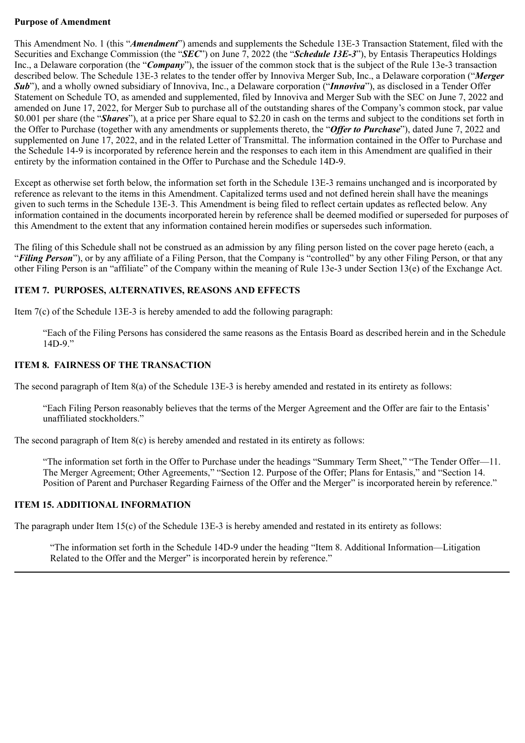**Purpose of Amendment**

This Amendment No. 1 (this "***Amendment***") amends and supplements the Schedule 13E-3 Transaction Statement, filed with the Securities and Exchange Commission (the "***SEC***") on June 7, 2022 (the "***Schedule 13E-3***"), by Entasis Therapeutics Holdings Inc., a Delaware corporation (the "***Company***"), the issuer of the common stock that is the subject of the Rule 13e-3 transaction described below. The Schedule 13E-3 relates to the tender offer by Innoviva Merger Sub, Inc., a Delaware corporation ("***Merger Sub***"), and a wholly owned subsidiary of Innoviva, Inc., a Delaware corporation ("***Innoviva***"), as disclosed in a Tender Offer Statement on Schedule TO, as amended and supplemented, filed by Innoviva and Merger Sub with the SEC on June 7, 2022 and amended on June 17, 2022, for Merger Sub to purchase all of the outstanding shares of the Company's common stock, par value $0.001 per share (the "***Shares***"), at a price per Share equal to $2.20 in cash on the terms and subject to the conditions set forth in the Offer to Purchase (together with any amendments or supplements thereto, the "***Offer to Purchase***"), dated June 7, 2022 and supplemented on June 17, 2022, and in the related Letter of Transmittal. The information contained in the Offer to Purchase and the Schedule 14-9 is incorporated by reference herein and the responses to each item in this Amendment are qualified in their entirety by the information contained in the Offer to Purchase and the Schedule 14D-9.

Except as otherwise set forth below, the information set forth in the Schedule 13E-3 remains unchanged and is incorporated by reference as relevant to the items in this Amendment. Capitalized terms used and not defined herein shall have the meanings given to such terms in the Schedule 13E-3. This Amendment is being filed to reflect certain updates as reflected below. Any information contained in the documents incorporated herein by reference shall be deemed modified or superseded for purposes of this Amendment to the extent that any information contained herein modifies or supersedes such information.

The filing of this Schedule shall not be construed as an admission by any filing person listed on the cover page hereto (each, a "***Filing Person***"), or by any affiliate of a Filing Person, that the Company is "controlled" by any other Filing Person, or that any other Filing Person is an "affiliate" of the Company within the meaning of Rule 13e-3 under Section 13(e) of the Exchange Act.

**ITEM 7. PURPOSES, ALTERNATIVES, REASONS AND EFFECTS**

Item 7(c) of the Schedule 13E-3 is hereby amended to add the following paragraph:

> "Each of the Filing Persons has considered the same reasons as the Entasis Board as described herein and in the Schedule 14D-9."

**ITEM 8. FAIRNESS OF THE TRANSACTION**

The second paragraph of Item 8(a) of the Schedule 13E-3 is hereby amended and restated in its entirety as follows:

> "Each Filing Person reasonably believes that the terms of the Merger Agreement and the Offer are fair to the Entasis' unaffiliated stockholders."

The second paragraph of Item 8(c) is hereby amended and restated in its entirety as follows:

> "The information set forth in the Offer to Purchase under the headings "Summary Term Sheet," "The Tender Offer—11. The Merger Agreement; Other Agreements," "Section 12. Purpose of the Offer; Plans for Entasis," and "Section 14. Position of Parent and Purchaser Regarding Fairness of the Offer and the Merger" is incorporated herein by reference."

**ITEM 15. ADDITIONAL INFORMATION**

The paragraph under Item 15(c) of the Schedule 13E-3 is hereby amended and restated in its entirety as follows:

> "The information set forth in the Schedule 14D-9 under the heading "Item 8. Additional Information—Litigation Related to the Offer and the Merger" is incorporated herein by reference."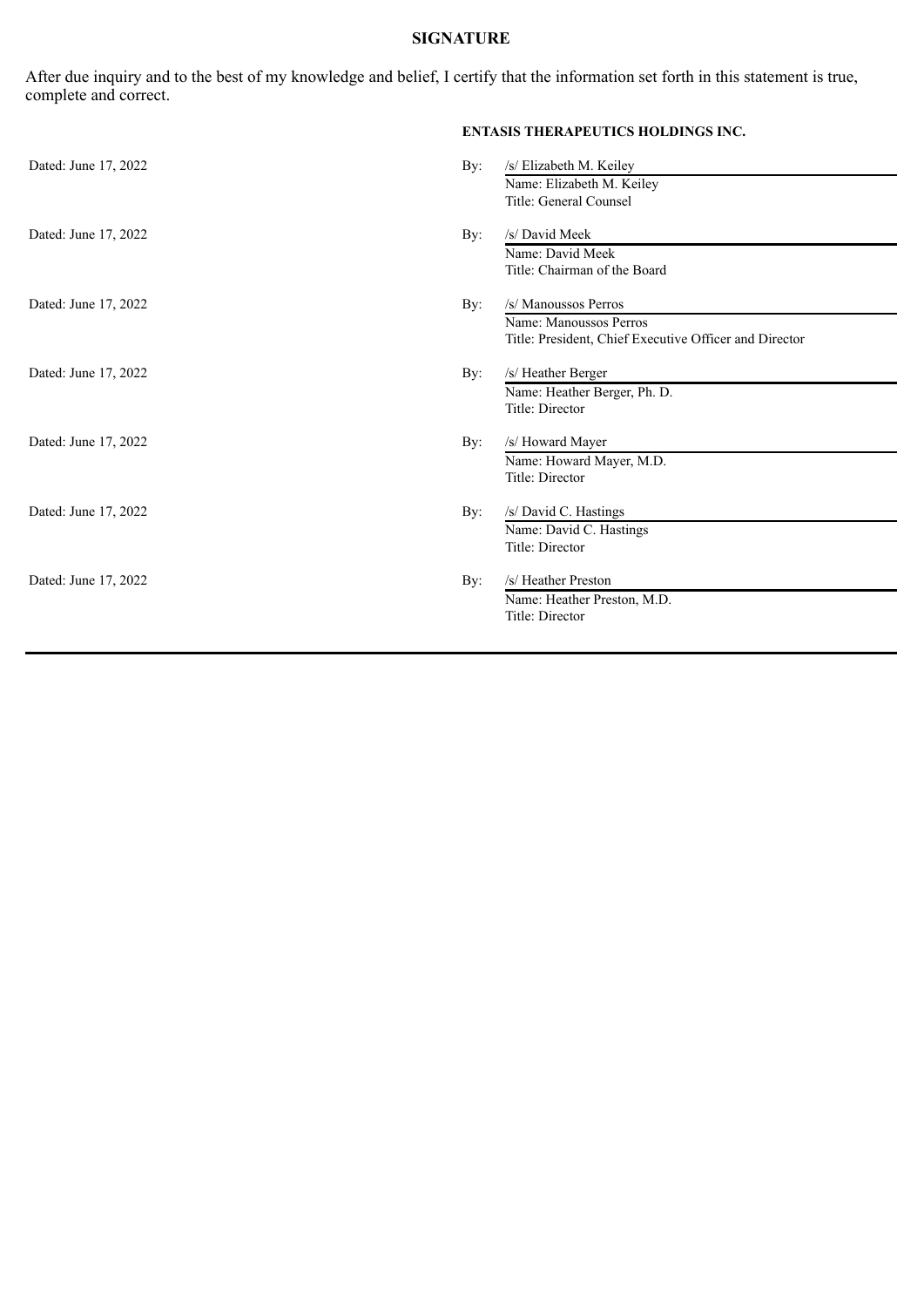## SIGNATURE

After due inquiry and to the best of my knowledge and belief, I certify that the information set forth in this statement is true, complete and correct.

**ENTASIS THERAPEUTICS HOLDINGS INC.**

| | | |
|---|---|---|
| Dated: June 17, 2022 | By: | /s/ Elizabeth M. Keiley<br>Name: Elizabeth M. Keiley<br>Title: General Counsel |
| Dated: June 17, 2022 | By: | /s/ David Meek<br>Name: David Meek<br>Title: Chairman of the Board |
| Dated: June 17, 2022 | By: | /s/ Manoussos Perros<br>Name: Manoussos Perros<br>Title: President, Chief Executive Officer and Director |
| Dated: June 17, 2022 | By: | /s/ Heather Berger<br>Name: Heather Berger, Ph. D.<br>Title: Director |
| Dated: June 17, 2022 | By: | /s/ Howard Mayer<br>Name: Howard Mayer, M.D.<br>Title: Director |
| Dated: June 17, 2022 | By: | /s/ David C. Hastings<br>Name: David C. Hastings<br>Title: Director |
| Dated: June 17, 2022 | By: | /s/ Heather Preston<br>Name: Heather Preston, M.D.<br>Title: Director |